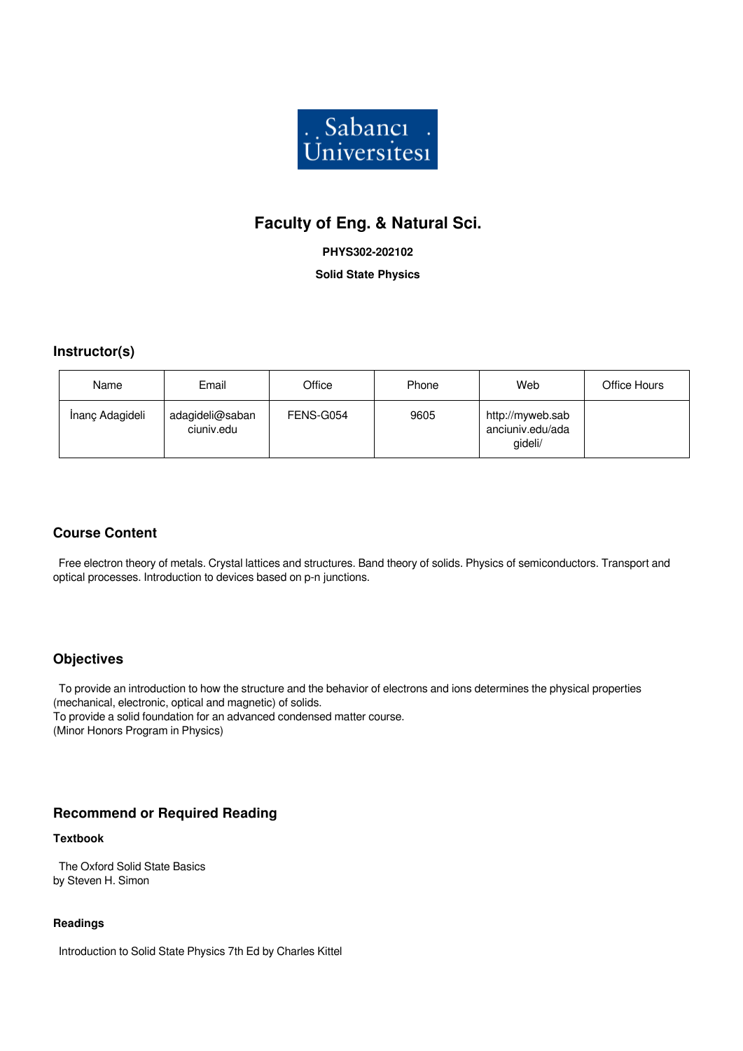# Faculty of Eng. & Natural Sci.

**PHYS302-202102**

**Solid State Physics**

## Instructor(s)

| Name | Email | Office | Phone | Web | Office Hours |
| --- | --- | --- | --- | --- | --- |
| İnanç Adagideli | adagideli@sabanciuniv.edu | FENS-G054 | 9605 | http://myweb.sabanciuniv.edu/adagideli/ | |

## Course Content

Free electron theory of metals. Crystal lattices and structures. Band theory of solids. Physics of semiconductors. Transport and optical processes. Introduction to devices based on p-n junctions.

## Objectives

To provide an introduction to how the structure and the behavior of electrons and ions determines the physical properties (mechanical, electronic, optical and magnetic) of solids.
To provide a solid foundation for an advanced condensed matter course.
(Minor Honors Program in Physics)

## Recommend or Required Reading

### Textbook

The Oxford Solid State Basics
by Steven H. Simon

### Readings

Introduction to Solid State Physics 7th Ed by Charles Kittel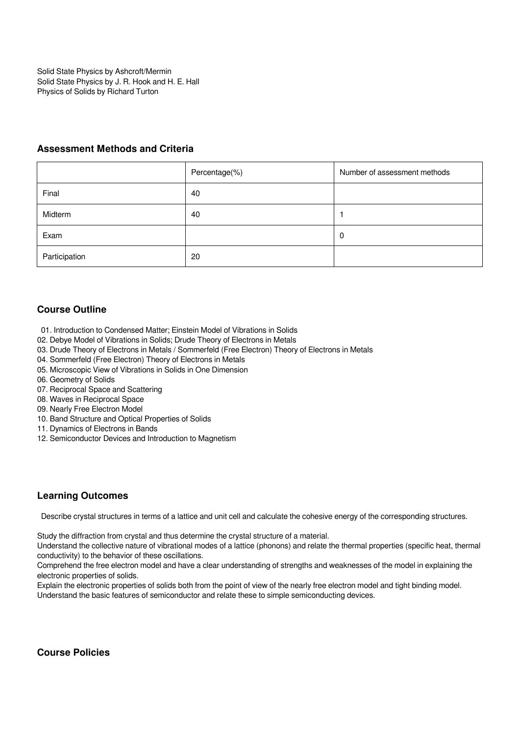Solid State Physics by Ashcroft/Mermin
Solid State Physics by J. R. Hook and H. E. Hall
Physics of Solids by Richard Turton

### Assessment Methods and Criteria

| | Percentage(%) | Number of assessment methods |
|---|---|---|
| Final | 40 | |
| Midterm | 40 | 1 |
| Exam | | 0 |
| Participation | 20 | |

### Course Outline

01. Introduction to Condensed Matter; Einstein Model of Vibrations in Solids
02. Debye Model of Vibrations in Solids; Drude Theory of Electrons in Metals
03. Drude Theory of Electrons in Metals / Sommerfeld (Free Electron) Theory of Electrons in Metals
04. Sommerfeld (Free Electron) Theory of Electrons in Metals
05. Microscopic View of Vibrations in Solids in One Dimension
06. Geometry of Solids
07. Reciprocal Space and Scattering
08. Waves in Reciprocal Space
09. Nearly Free Electron Model
10. Band Structure and Optical Properties of Solids
11. Dynamics of Electrons in Bands
12. Semiconductor Devices and Introduction to Magnetism

### Learning Outcomes

Describe crystal structures in terms of a lattice and unit cell and calculate the cohesive energy of the corresponding structures.

Study the diffraction from crystal and thus determine the crystal structure of a material.
Understand the collective nature of vibrational modes of a lattice (phonons) and relate the thermal properties (specific heat, thermal conductivity) to the behavior of these oscillations.
Comprehend the free electron model and have a clear understanding of strengths and weaknesses of the model in explaining the electronic properties of solids.
Explain the electronic properties of solids both from the point of view of the nearly free electron model and tight binding model.
Understand the basic features of semiconductor and relate these to simple semiconducting devices.

### Course Policies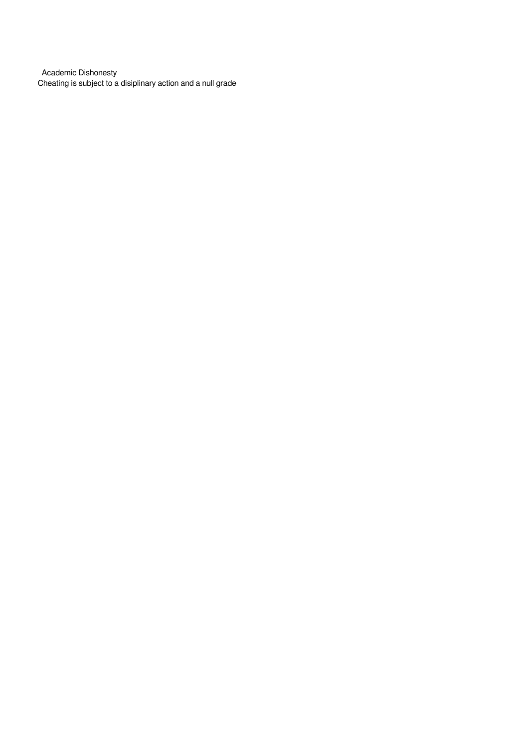Academic Dishonesty

Cheating is subject to a disiplinary action and a null grade